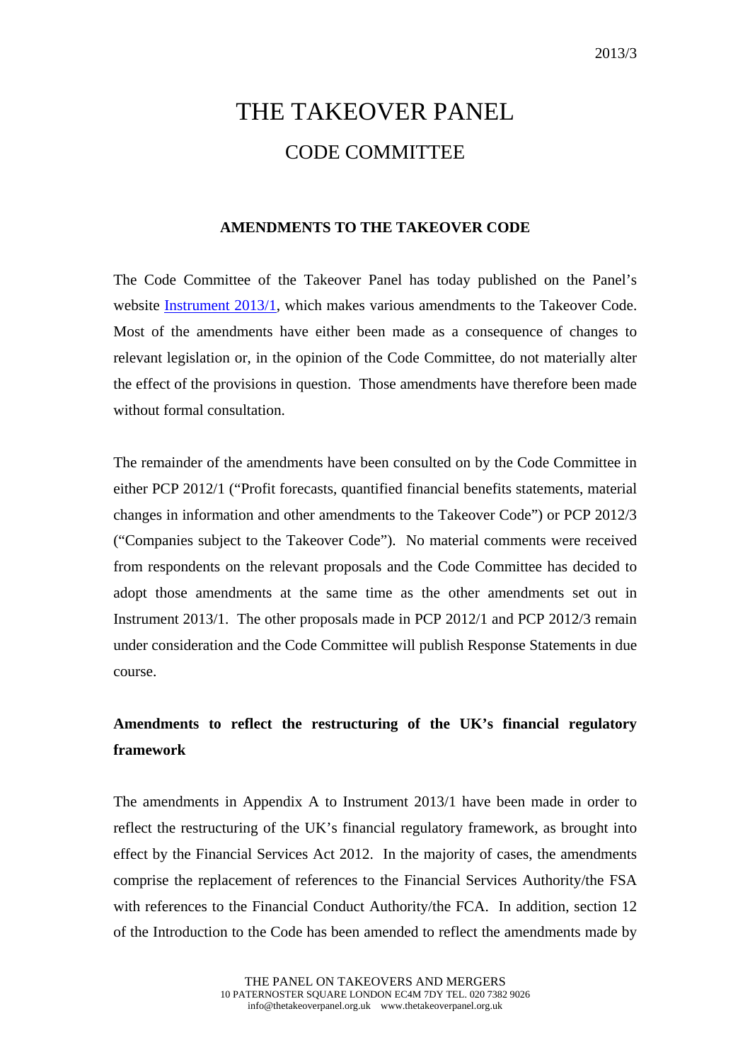2013/3

# THE TAKEOVER PANEL

## CODE COMMITTEE

### AMENDMENTS TO THE TAKEOVER CODE

The Code Committee of the Takeover Panel has today published on the Panel's website Instrument 2013/1, which makes various amendments to the Takeover Code. Most of the amendments have either been made as a consequence of changes to relevant legislation or, in the opinion of the Code Committee, do not materially alter the effect of the provisions in question. Those amendments have therefore been made without formal consultation.

The remainder of the amendments have been consulted on by the Code Committee in either PCP 2012/1 ("Profit forecasts, quantified financial benefits statements, material changes in information and other amendments to the Takeover Code") or PCP 2012/3 ("Companies subject to the Takeover Code"). No material comments were received from respondents on the relevant proposals and the Code Committee has decided to adopt those amendments at the same time as the other amendments set out in Instrument 2013/1. The other proposals made in PCP 2012/1 and PCP 2012/3 remain under consideration and the Code Committee will publish Response Statements in due course.

### Amendments to reflect the restructuring of the UK's financial regulatory framework

The amendments in Appendix A to Instrument 2013/1 have been made in order to reflect the restructuring of the UK's financial regulatory framework, as brought into effect by the Financial Services Act 2012. In the majority of cases, the amendments comprise the replacement of references to the Financial Services Authority/the FSA with references to the Financial Conduct Authority/the FCA. In addition, section 12 of the Introduction to the Code has been amended to reflect the amendments made by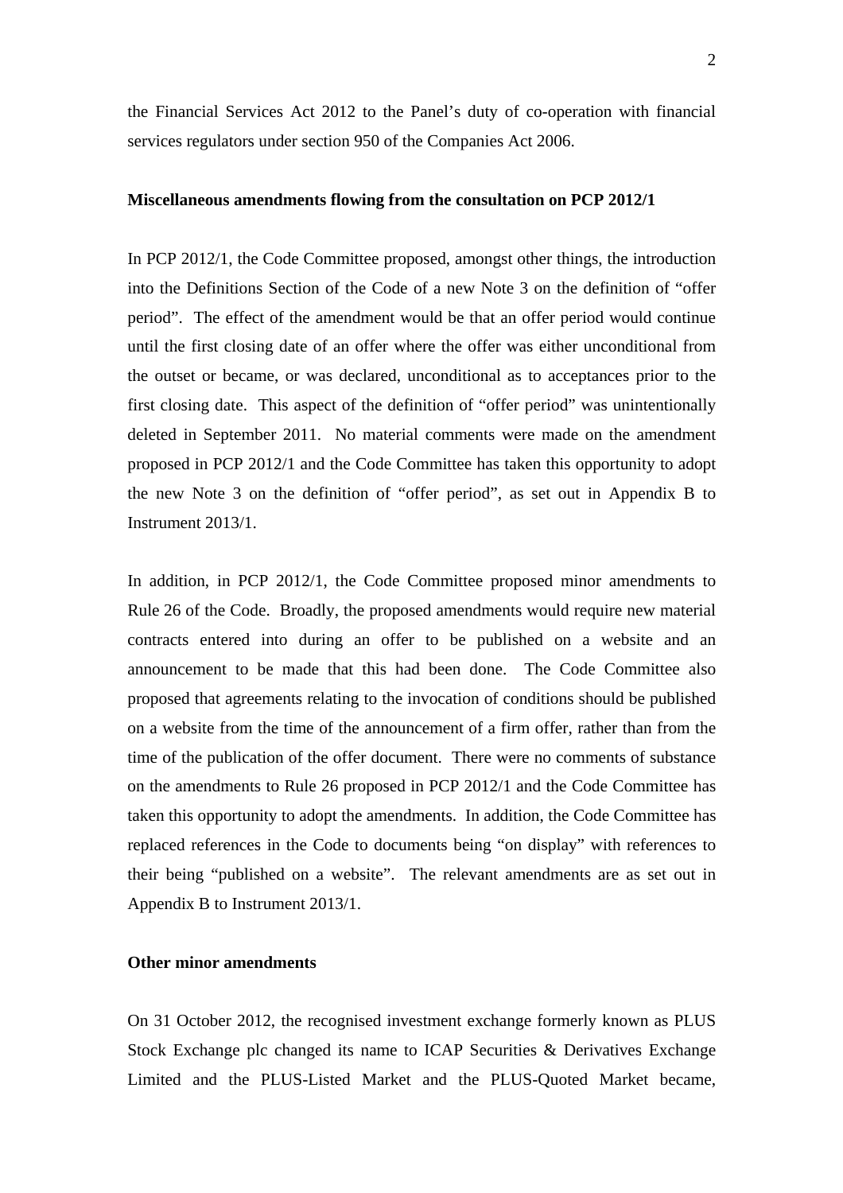the Financial Services Act 2012 to the Panel's duty of co-operation with financial services regulators under section 950 of the Companies Act 2006.

**Miscellaneous amendments flowing from the consultation on PCP 2012/1**

In PCP 2012/1, the Code Committee proposed, amongst other things, the introduction into the Definitions Section of the Code of a new Note 3 on the definition of "offer period". The effect of the amendment would be that an offer period would continue until the first closing date of an offer where the offer was either unconditional from the outset or became, or was declared, unconditional as to acceptances prior to the first closing date. This aspect of the definition of "offer period" was unintentionally deleted in September 2011. No material comments were made on the amendment proposed in PCP 2012/1 and the Code Committee has taken this opportunity to adopt the new Note 3 on the definition of "offer period", as set out in Appendix B to Instrument 2013/1.

In addition, in PCP 2012/1, the Code Committee proposed minor amendments to Rule 26 of the Code. Broadly, the proposed amendments would require new material contracts entered into during an offer to be published on a website and an announcement to be made that this had been done. The Code Committee also proposed that agreements relating to the invocation of conditions should be published on a website from the time of the announcement of a firm offer, rather than from the time of the publication of the offer document. There were no comments of substance on the amendments to Rule 26 proposed in PCP 2012/1 and the Code Committee has taken this opportunity to adopt the amendments. In addition, the Code Committee has replaced references in the Code to documents being "on display" with references to their being "published on a website". The relevant amendments are as set out in Appendix B to Instrument 2013/1.

**Other minor amendments**

On 31 October 2012, the recognised investment exchange formerly known as PLUS Stock Exchange plc changed its name to ICAP Securities & Derivatives Exchange Limited and the PLUS-Listed Market and the PLUS-Quoted Market became,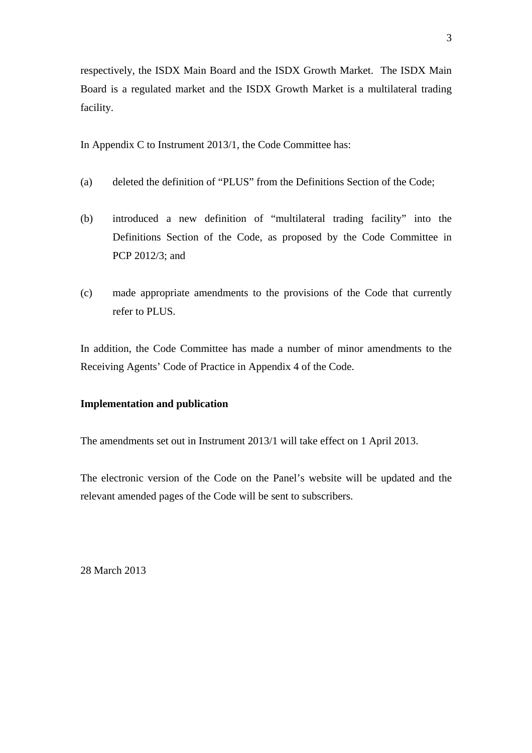respectively, the ISDX Main Board and the ISDX Growth Market. The ISDX Main Board is a regulated market and the ISDX Growth Market is a multilateral trading facility.

In Appendix C to Instrument 2013/1, the Code Committee has:

(a) deleted the definition of "PLUS" from the Definitions Section of the Code;

(b) introduced a new definition of "multilateral trading facility" into the Definitions Section of the Code, as proposed by the Code Committee in PCP 2012/3; and

(c) made appropriate amendments to the provisions of the Code that currently refer to PLUS.

In addition, the Code Committee has made a number of minor amendments to the Receiving Agents' Code of Practice in Appendix 4 of the Code.

**Implementation and publication**

The amendments set out in Instrument 2013/1 will take effect on 1 April 2013.

The electronic version of the Code on the Panel's website will be updated and the relevant amended pages of the Code will be sent to subscribers.

28 March 2013